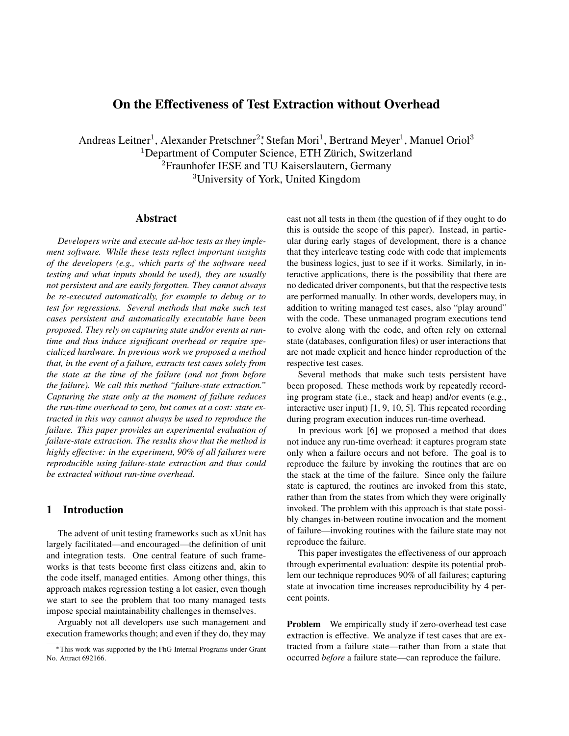# On the Effectiveness of Test Extraction without Overhead

Andreas Leitner[1], Alexander Pretschner[2,*], Stefan Mori[1], Bertrand Meyer[1], Manuel Oriol[3]

[1]Department of Computer Science, ETH Zürich, Switzerland
[2]Fraunhofer IESE and TU Kaiserslautern, Germany
[3]University of York, United Kingdom

## Abstract

*Developers write and execute ad-hoc tests as they implement software. While these tests reflect important insights of the developers (e.g., which parts of the software need testing and what inputs should be used), they are usually not persistent and are easily forgotten. They cannot always be re-executed automatically, for example to debug or to test for regressions. Several methods that make such test cases persistent and automatically executable have been proposed. They rely on capturing state and/or events at run-time and thus induce significant overhead or require specialized hardware. In previous work we proposed a method that, in the event of a failure, extracts test cases solely from the state at the time of the failure (and not from before the failure). We call this method "failure-state extraction." Capturing the state only at the moment of failure reduces the run-time overhead to zero, but comes at a cost: state extracted in this way cannot always be used to reproduce the failure. This paper provides an experimental evaluation of failure-state extraction. The results show that the method is highly effective: in the experiment, 90% of all failures were reproducible using failure-state extraction and thus could be extracted without run-time overhead.*

## 1 Introduction

The advent of unit testing frameworks such as xUnit has largely facilitated—and encouraged—the definition of unit and integration tests. One central feature of such frameworks is that tests become first class citizens and, akin to the code itself, managed entities. Among other things, this approach makes regression testing a lot easier, even though we start to see the problem that too many managed tests impose special maintainability challenges in themselves.

Arguably not all developers use such management and execution frameworks though; and even if they do, they may cast not all tests in them (the question of if they ought to do this is outside the scope of this paper). Instead, in particular during early stages of development, there is a chance that they interleave testing code with code that implements the business logics, just to see if it works. Similarly, in interactive applications, there is the possibility that there are no dedicated driver components, but that the respective tests are performed manually. In other words, developers may, in addition to writing managed test cases, also "play around" with the code. These unmanaged program executions tend to evolve along with the code, and often rely on external state (databases, configuration files) or user interactions that are not made explicit and hence hinder reproduction of the respective test cases.

Several methods that make such tests persistent have been proposed. These methods work by repeatedly recording program state (i.e., stack and heap) and/or events (e.g., interactive user input) [1, 9, 10, 5]. This repeated recording during program execution induces run-time overhead.

In previous work [6] we proposed a method that does not induce any run-time overhead: it captures program state only when a failure occurs and not before. The goal is to reproduce the failure by invoking the routines that are on the stack at the time of the failure. Since only the failure state is captured, the routines are invoked from this state, rather than from the states from which they were originally invoked. The problem with this approach is that state possibly changes in-between routine invocation and the moment of failure—invoking routines with the failure state may not reproduce the failure.

This paper investigates the effectiveness of our approach through experimental evaluation: despite its potential problem our technique reproduces 90% of all failures; capturing state at invocation time increases reproducibility by 4 percent points.

**Problem** We empirically study if zero-overhead test case extraction is effective. We analyze if test cases that are extracted from a failure state—rather than from a state that occurred *before* a failure state—can reproduce the failure.

*This work was supported by the FhG Internal Programs under Grant No. Attract 692166.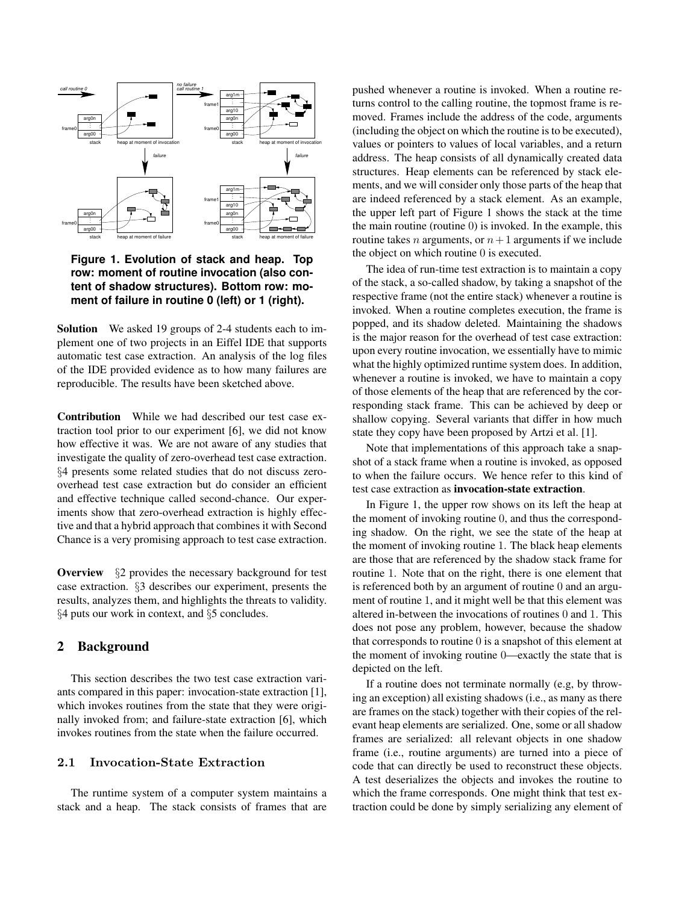**Figure 1. Evolution of stack and heap. Top row: moment of routine invocation (also content of shadow structures). Bottom row: moment of failure in routine 0 (left) or 1 (right).**

**Solution** We asked 19 groups of 2-4 students each to implement one of two projects in an Eiffel IDE that supports automatic test case extraction. An analysis of the log files of the IDE provided evidence as to how many failures are reproducible. The results have been sketched above.

**Contribution** While we had described our test case extraction tool prior to our experiment [6], we did not know how effective it was. We are not aware of any studies that investigate the quality of zero-overhead test case extraction. §4 presents some related studies that do not discuss zero-overhead test case extraction but do consider an efficient and effective technique called second-chance. Our experiments show that zero-overhead extraction is highly effective and that a hybrid approach that combines it with Second Chance is a very promising approach to test case extraction.

**Overview** §2 provides the necessary background for test case extraction. §3 describes our experiment, presents the results, analyzes them, and highlights the threats to validity. §4 puts our work in context, and §5 concludes.

## 2 Background

This section describes the two test case extraction variants compared in this paper: invocation-state extraction [1], which invokes routines from the state that they were originally invoked from; and failure-state extraction [6], which invokes routines from the state when the failure occurred.

### 2.1 Invocation-State Extraction

The runtime system of a computer system maintains a stack and a heap. The stack consists of frames that are pushed whenever a routine is invoked. When a routine returns control to the calling routine, the topmost frame is removed. Frames include the address of the code, arguments (including the object on which the routine is to be executed), values or pointers to values of local variables, and a return address. The heap consists of all dynamically created data structures. Heap elements can be referenced by stack elements, and we will consider only those parts of the heap that are indeed referenced by a stack element. As an example, the upper left part of Figure 1 shows the stack at the time the main routine (routine 0) is invoked. In the example, this routine takes $n$ arguments, or $n+1$ arguments if we include the object on which routine 0 is executed.

The idea of run-time test extraction is to maintain a copy of the stack, a so-called shadow, by taking a snapshot of the respective frame (not the entire stack) whenever a routine is invoked. When a routine completes execution, the frame is popped, and its shadow deleted. Maintaining the shadows is the major reason for the overhead of test case extraction: upon every routine invocation, we essentially have to mimic what the highly optimized runtime system does. In addition, whenever a routine is invoked, we have to maintain a copy of those elements of the heap that are referenced by the corresponding stack frame. This can be achieved by deep or shallow copying. Several variants that differ in how much state they copy have been proposed by Artzi et al. [1].

Note that implementations of this approach take a snapshot of a stack frame when a routine is invoked, as opposed to when the failure occurs. We hence refer to this kind of test case extraction as **invocation-state extraction**.

In Figure 1, the upper row shows on its left the heap at the moment of invoking routine 0, and thus the corresponding shadow. On the right, we see the state of the heap at the moment of invoking routine 1. The black heap elements are those that are referenced by the shadow stack frame for routine 1. Note that on the right, there is one element that is referenced both by an argument of routine 0 and an argument of routine 1, and it might well be that this element was altered in-between the invocations of routines 0 and 1. This does not pose any problem, however, because the shadow that corresponds to routine 0 is a snapshot of this element at the moment of invoking routine 0—exactly the state that is depicted on the left.

If a routine does not terminate normally (e.g, by throwing an exception) all existing shadows (i.e., as many as there are frames on the stack) together with their copies of the relevant heap elements are serialized. One, some or all shadow frames are serialized: all relevant objects in one shadow frame (i.e., routine arguments) are turned into a piece of code that can directly be used to reconstruct these objects. A test deserializes the objects and invokes the routine to which the frame corresponds. One might think that test extraction could be done by simply serializing any element of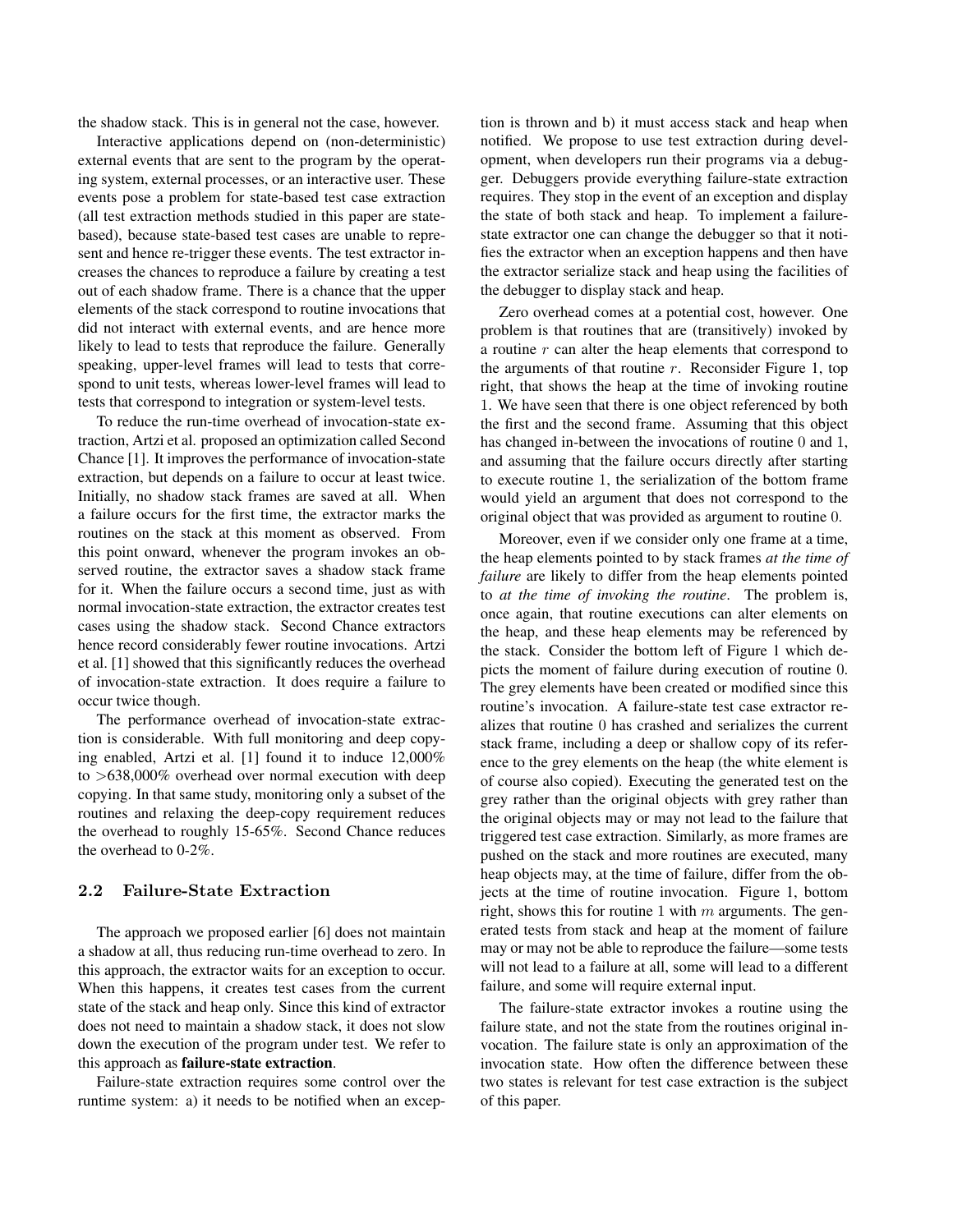the shadow stack. This is in general not the case, however.

Interactive applications depend on (non-deterministic) external events that are sent to the program by the operating system, external processes, or an interactive user. These events pose a problem for state-based test case extraction (all test extraction methods studied in this paper are state-based), because state-based test cases are unable to represent and hence re-trigger these events. The test extractor increases the chances to reproduce a failure by creating a test out of each shadow frame. There is a chance that the upper elements of the stack correspond to routine invocations that did not interact with external events, and are hence more likely to lead to tests that reproduce the failure. Generally speaking, upper-level frames will lead to tests that correspond to unit tests, whereas lower-level frames will lead to tests that correspond to integration or system-level tests.

To reduce the run-time overhead of invocation-state extraction, Artzi et al. proposed an optimization called Second Chance [1]. It improves the performance of invocation-state extraction, but depends on a failure to occur at least twice. Initially, no shadow stack frames are saved at all. When a failure occurs for the first time, the extractor marks the routines on the stack at this moment as observed. From this point onward, whenever the program invokes an observed routine, the extractor saves a shadow stack frame for it. When the failure occurs a second time, just as with normal invocation-state extraction, the extractor creates test cases using the shadow stack. Second Chance extractors hence record considerably fewer routine invocations. Artzi et al. [1] showed that this significantly reduces the overhead of invocation-state extraction. It does require a failure to occur twice though.

The performance overhead of invocation-state extraction is considerable. With full monitoring and deep copying enabled, Artzi et al. [1] found it to induce 12,000% to >638,000% overhead over normal execution with deep copying. In that same study, monitoring only a subset of the routines and relaxing the deep-copy requirement reduces the overhead to roughly 15-65%. Second Chance reduces the overhead to 0-2%.

### 2.2 Failure-State Extraction

The approach we proposed earlier [6] does not maintain a shadow at all, thus reducing run-time overhead to zero. In this approach, the extractor waits for an exception to occur. When this happens, it creates test cases from the current state of the stack and heap only. Since this kind of extractor does not need to maintain a shadow stack, it does not slow down the execution of the program under test. We refer to this approach as **failure-state extraction**.

Failure-state extraction requires some control over the runtime system: a) it needs to be notified when an exception is thrown and b) it must access stack and heap when notified. We propose to use test extraction during development, when developers run their programs via a debugger. Debuggers provide everything failure-state extraction requires. They stop in the event of an exception and display the state of both stack and heap. To implement a failure-state extractor one can change the debugger so that it notifies the extractor when an exception happens and then have the extractor serialize stack and heap using the facilities of the debugger to display stack and heap.

Zero overhead comes at a potential cost, however. One problem is that routines that are (transitively) invoked by a routine $r$ can alter the heap elements that correspond to the arguments of that routine $r$. Reconsider Figure 1, top right, that shows the heap at the time of invoking routine 1. We have seen that there is one object referenced by both the first and the second frame. Assuming that this object has changed in-between the invocations of routine 0 and 1, and assuming that the failure occurs directly after starting to execute routine 1, the serialization of the bottom frame would yield an argument that does not correspond to the original object that was provided as argument to routine 0.

Moreover, even if we consider only one frame at a time, the heap elements pointed to by stack frames *at the time of failure* are likely to differ from the heap elements pointed to *at the time of invoking the routine*. The problem is, once again, that routine executions can alter elements on the heap, and these heap elements may be referenced by the stack. Consider the bottom left of Figure 1 which depicts the moment of failure during execution of routine 0. The grey elements have been created or modified since this routine's invocation. A failure-state test case extractor realizes that routine 0 has crashed and serializes the current stack frame, including a deep or shallow copy of its reference to the grey elements on the heap (the white element is of course also copied). Executing the generated test on the grey rather than the original objects with grey rather than the original objects may or may not lead to the failure that triggered test case extraction. Similarly, as more frames are pushed on the stack and more routines are executed, many heap objects may, at the time of failure, differ from the objects at the time of routine invocation. Figure 1, bottom right, shows this for routine 1 with $m$ arguments. The generated tests from stack and heap at the moment of failure may or may not be able to reproduce the failure—some tests will not lead to a failure at all, some will lead to a different failure, and some will require external input.

The failure-state extractor invokes a routine using the failure state, and not the state from the routines original invocation. The failure state is only an approximation of the invocation state. How often the difference between these two states is relevant for test case extraction is the subject of this paper.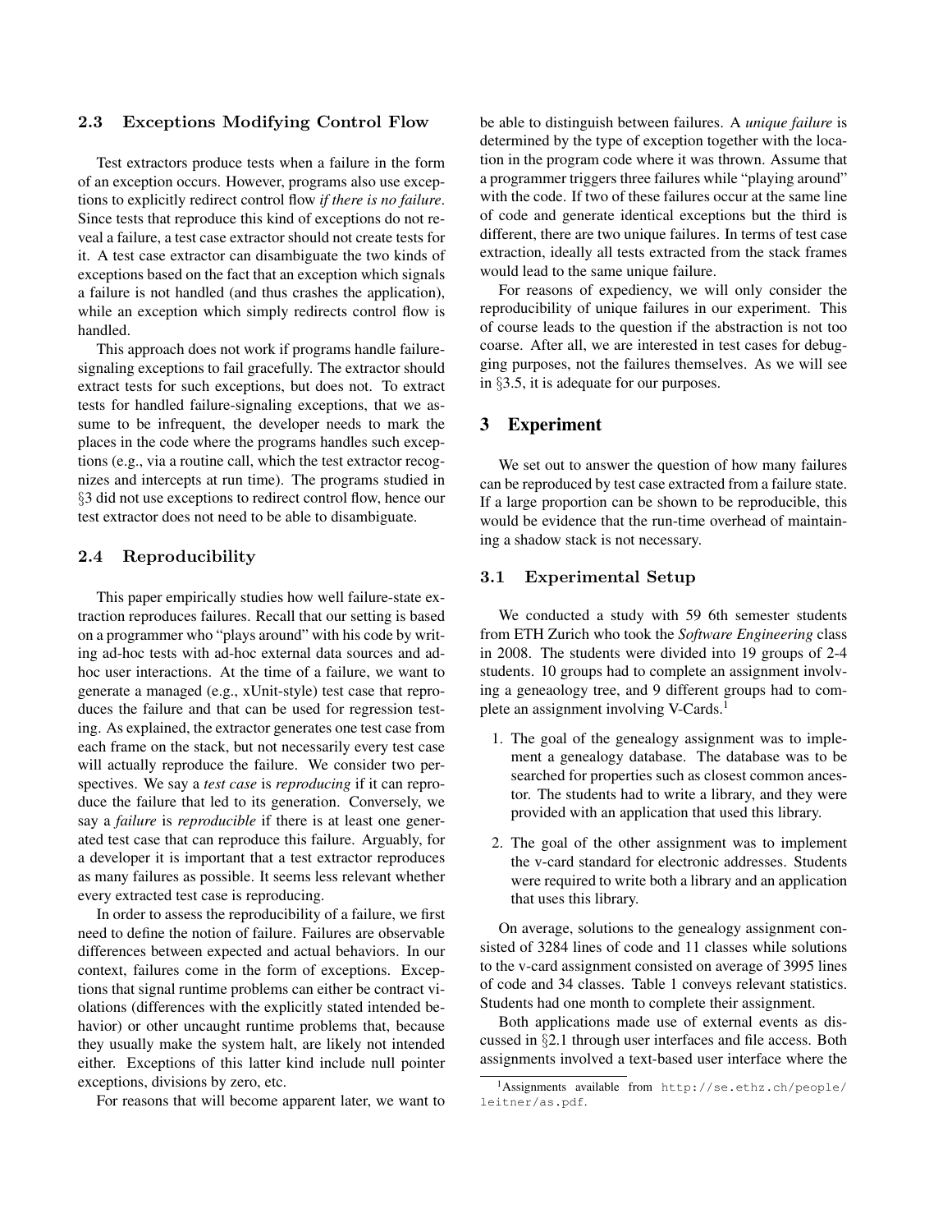### 2.3 Exceptions Modifying Control Flow

Test extractors produce tests when a failure in the form of an exception occurs. However, programs also use exceptions to explicitly redirect control flow *if there is no failure*. Since tests that reproduce this kind of exceptions do not reveal a failure, a test case extractor should not create tests for it. A test case extractor can disambiguate the two kinds of exceptions based on the fact that an exception which signals a failure is not handled (and thus crashes the application), while an exception which simply redirects control flow is handled.

This approach does not work if programs handle failure-signaling exceptions to fail gracefully. The extractor should extract tests for such exceptions, but does not. To extract tests for handled failure-signaling exceptions, that we assume to be infrequent, the developer needs to mark the places in the code where the programs handles such exceptions (e.g., via a routine call, which the test extractor recognizes and intercepts at run time). The programs studied in §3 did not use exceptions to redirect control flow, hence our test extractor does not need to be able to disambiguate.

### 2.4 Reproducibility

This paper empirically studies how well failure-state extraction reproduces failures. Recall that our setting is based on a programmer who "plays around" with his code by writing ad-hoc tests with ad-hoc external data sources and ad-hoc user interactions. At the time of a failure, we want to generate a managed (e.g., xUnit-style) test case that reproduces the failure and that can be used for regression testing. As explained, the extractor generates one test case from each frame on the stack, but not necessarily every test case will actually reproduce the failure. We consider two perspectives. We say a *test case* is *reproducing* if it can reproduce the failure that led to its generation. Conversely, we say a *failure* is *reproducible* if there is at least one generated test case that can reproduce this failure. Arguably, for a developer it is important that a test extractor reproduces as many failures as possible. It seems less relevant whether every extracted test case is reproducing.

In order to assess the reproducibility of a failure, we first need to define the notion of failure. Failures are observable differences between expected and actual behaviors. In our context, failures come in the form of exceptions. Exceptions that signal runtime problems can either be contract violations (differences with the explicitly stated intended behavior) or other uncaught runtime problems that, because they usually make the system halt, are likely not intended either. Exceptions of this latter kind include null pointer exceptions, divisions by zero, etc.

For reasons that will become apparent later, we want to be able to distinguish between failures. A *unique failure* is determined by the type of exception together with the location in the program code where it was thrown. Assume that a programmer triggers three failures while "playing around" with the code. If two of these failures occur at the same line of code and generate identical exceptions but the third is different, there are two unique failures. In terms of test case extraction, ideally all tests extracted from the stack frames would lead to the same unique failure.

For reasons of expediency, we will only consider the reproducibility of unique failures in our experiment. This of course leads to the question if the abstraction is not too coarse. After all, we are interested in test cases for debugging purposes, not the failures themselves. As we will see in §3.5, it is adequate for our purposes.

## 3 Experiment

We set out to answer the question of how many failures can be reproduced by test case extracted from a failure state. If a large proportion can be shown to be reproducible, this would be evidence that the run-time overhead of maintaining a shadow stack is not necessary.

### 3.1 Experimental Setup

We conducted a study with 59 6th semester students from ETH Zurich who took the *Software Engineering* class in 2008. The students were divided into 19 groups of 2-4 students. 10 groups had to complete an assignment involving a geneaology tree, and 9 different groups had to complete an assignment involving V-Cards.[1]

1. The goal of the genealogy assignment was to implement a genealogy database. The database was to be searched for properties such as closest common ancestor. The students had to write a library, and they were provided with an application that used this library.

2. The goal of the other assignment was to implement the v-card standard for electronic addresses. Students were required to write both a library and an application that uses this library.

On average, solutions to the genealogy assignment consisted of 3284 lines of code and 11 classes while solutions to the v-card assignment consisted on average of 3995 lines of code and 34 classes. Table 1 conveys relevant statistics. Students had one month to complete their assignment.

Both applications made use of external events as discussed in §2.1 through user interfaces and file access. Both assignments involved a text-based user interface where the

[1] Assignments available from http://se.ethz.ch/people/leitner/as.pdf.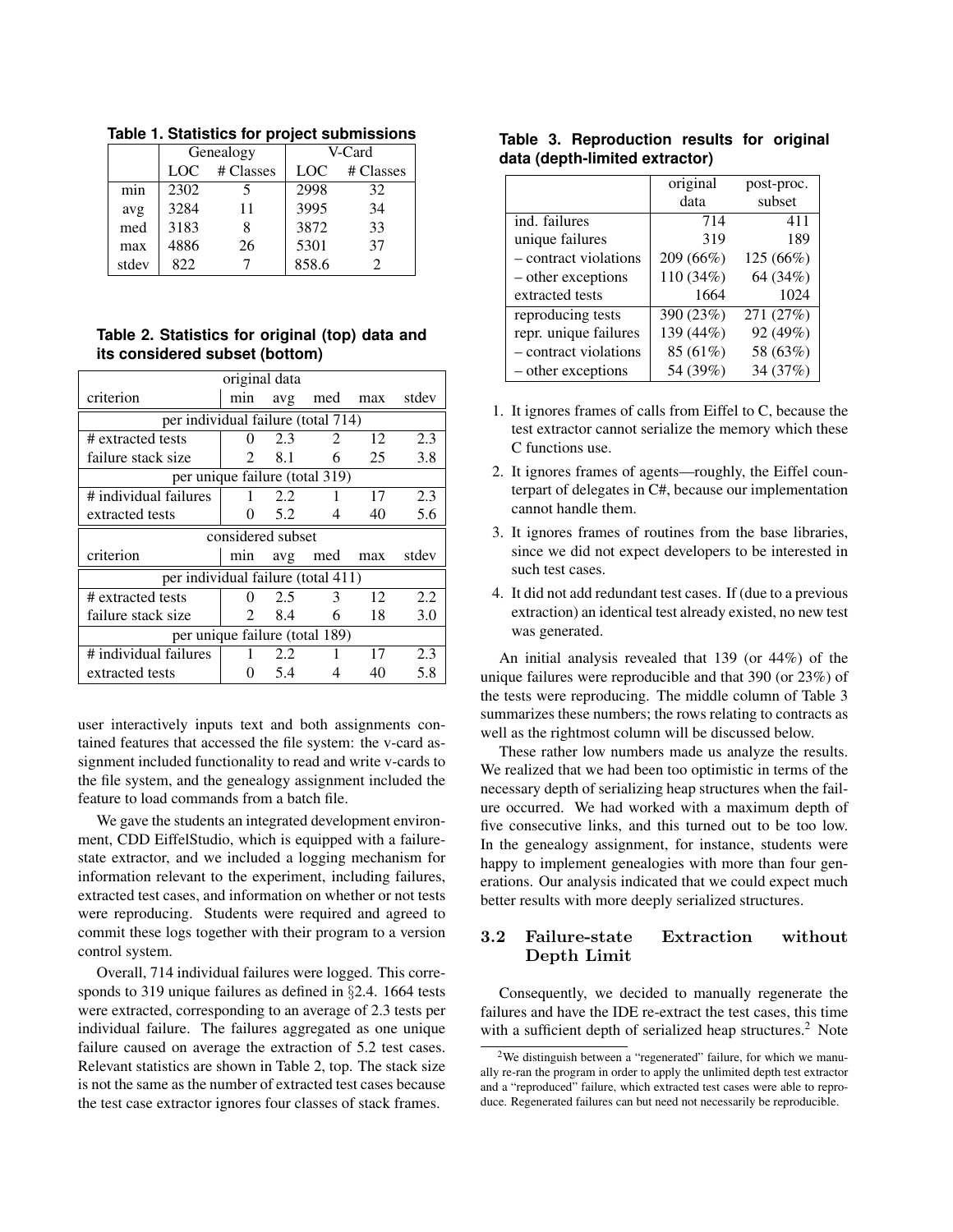**Table 1. Statistics for project submissions**

| | Genealogy | | V-Card | |
|---|---|---|---|---|
| | LOC | # Classes | LOC | # Classes |
| min | 2302 | 5 | 2998 | 32 |
| avg | 3284 | 11 | 3995 | 34 |
| med | 3183 | 8 | 3872 | 33 |
| max | 4886 | 26 | 5301 | 37 |
| stdev | 822 | 7 | 858.6 | 2 |

**Table 2. Statistics for original (top) data and its considered subset (bottom)**

| original data | | | | | |
|---|---|---|---|---|---|
| criterion | min | avg | med | max | stdev |
| per individual failure (total 714) | | | | | |
| # extracted tests | 0 | 2.3 | 2 | 12 | 2.3 |
| failure stack size | 2 | 8.1 | 6 | 25 | 3.8 |
| per unique failure (total 319) | | | | | |
| # individual failures | 1 | 2.2 | 1 | 17 | 2.3 |
| extracted tests | 0 | 5.2 | 4 | 40 | 5.6 |
| **considered subset** | | | | | |
| criterion | min | avg | med | max | stdev |
| per individual failure (total 411) | | | | | |
| # extracted tests | 0 | 2.5 | 3 | 12 | 2.2 |
| failure stack size | 2 | 8.4 | 6 | 18 | 3.0 |
| per unique failure (total 189) | | | | | |
| # individual failures | 1 | 2.2 | 1 | 17 | 2.3 |
| extracted tests | 0 | 5.4 | 4 | 40 | 5.8 |

user interactively inputs text and both assignments contained features that accessed the file system: the v-card assignment included functionality to read and write v-cards to the file system, and the genealogy assignment included the feature to load commands from a batch file.

We gave the students an integrated development environment, CDD EiffelStudio, which is equipped with a failure-state extractor, and we included a logging mechanism for information relevant to the experiment, including failures, extracted test cases, and information on whether or not tests were reproducing. Students were required and agreed to commit these logs together with their program to a version control system.

Overall, 714 individual failures were logged. This corresponds to 319 unique failures as defined in §2.4. 1664 tests were extracted, corresponding to an average of 2.3 tests per individual failure. The failures aggregated as one unique failure caused on average the extraction of 5.2 test cases. Relevant statistics are shown in Table 2, top. The stack size is not the same as the number of extracted test cases because the test case extractor ignores four classes of stack frames.

**Table 3. Reproduction results for original data (depth-limited extractor)**

| | original data | post-proc. subset |
|---|---|---|
| ind. failures | 714 | 411 |
| unique failures | 319 | 189 |
| – contract violations | 209 (66%) | 125 (66%) |
| – other exceptions | 110 (34%) | 64 (34%) |
| extracted tests | 1664 | 1024 |
| reproducing tests | 390 (23%) | 271 (27%) |
| repr. unique failures | 139 (44%) | 92 (49%) |
| – contract violations | 85 (61%) | 58 (63%) |
| – other exceptions | 54 (39%) | 34 (37%) |

1. It ignores frames of calls from Eiffel to C, because the test extractor cannot serialize the memory which these C functions use.
2. It ignores frames of agents—roughly, the Eiffel counterpart of delegates in C#, because our implementation cannot handle them.
3. It ignores frames of routines from the base libraries, since we did not expect developers to be interested in such test cases.
4. It did not add redundant test cases. If (due to a previous extraction) an identical test already existed, no new test was generated.

An initial analysis revealed that 139 (or 44%) of the unique failures were reproducible and that 390 (or 23%) of the tests were reproducing. The middle column of Table 3 summarizes these numbers; the rows relating to contracts as well as the rightmost column will be discussed below.

These rather low numbers made us analyze the results. We realized that we had been too optimistic in terms of the necessary depth of serializing heap structures when the failure occurred. We had worked with a maximum depth of five consecutive links, and this turned out to be too low. In the genealogy assignment, for instance, students were happy to implement genealogies with more than four generations. Our analysis indicated that we could expect much better results with more deeply serialized structures.

### 3.2 Failure-state Extraction without Depth Limit

Consequently, we decided to manually regenerate the failures and have the IDE re-extract the test cases, this time with a sufficient depth of serialized heap structures.[2] Note

[2] We distinguish between a "regenerated" failure, for which we manually re-ran the program in order to apply the unlimited depth test extractor and a "reproduced" failure, which extracted test cases were able to reproduce. Regenerated failures can but need not necessarily be reproducible.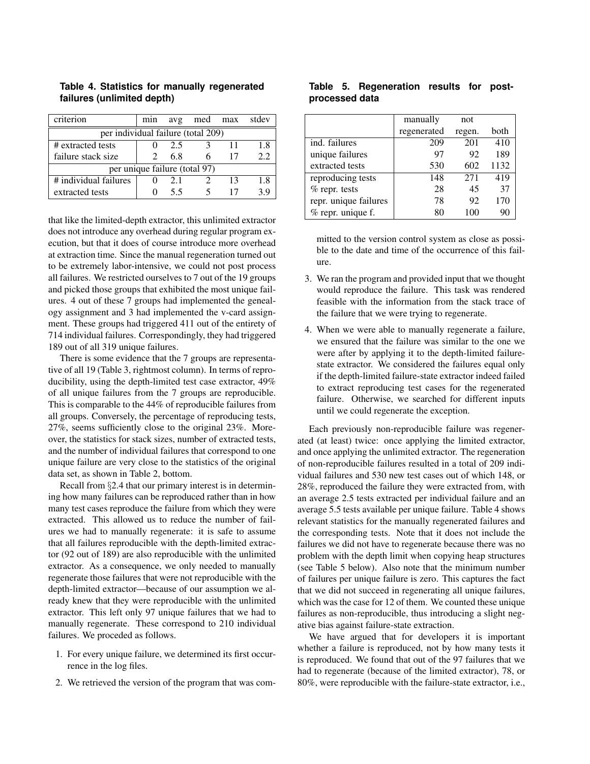**Table 4. Statistics for manually regenerated failures (unlimited depth)**

| criterion | min | avg | med | max | stdev |
|---|---|---|---|---|---|
| per individual failure (total 209) | | | | | |
| # extracted tests | 0 | 2.5 | 3 | 11 | 1.8 |
| failure stack size | 2 | 6.8 | 6 | 17 | 2.2 |
| per unique failure (total 97) | | | | | |
| # individual failures | 0 | 2.1 | 2 | 13 | 1.8 |
| extracted tests | 0 | 5.5 | 5 | 17 | 3.9 |

that like the limited-depth extractor, this unlimited extractor does not introduce any overhead during regular program execution, but that it does of course introduce more overhead at extraction time. Since the manual regeneration turned out to be extremely labor-intensive, we could not post process all failures. We restricted ourselves to 7 out of the 19 groups and picked those groups that exhibited the most unique failures. 4 out of these 7 groups had implemented the genealogy assignment and 3 had implemented the v-card assignment. These groups had triggered 411 out of the entirety of 714 individual failures. Correspondingly, they had triggered 189 out of all 319 unique failures.

There is some evidence that the 7 groups are representative of all 19 (Table 3, rightmost column). In terms of reproducibility, using the depth-limited test case extractor, 49% of all unique failures from the 7 groups are reproducible. This is comparable to the 44% of reproducible failures from all groups. Conversely, the percentage of reproducing tests, 27%, seems sufficiently close to the original 23%. Moreover, the statistics for stack sizes, number of extracted tests, and the number of individual failures that correspond to one unique failure are very close to the statistics of the original data set, as shown in Table 2, bottom.

Recall from §2.4 that our primary interest is in determining how many failures can be reproduced rather than in how many test cases reproduce the failure from which they were extracted. This allowed us to reduce the number of failures we had to manually regenerate: it is safe to assume that all failures reproducible with the depth-limited extractor (92 out of 189) are also reproducible with the unlimited extractor. As a consequence, we only needed to manually regenerate those failures that were not reproducible with the depth-limited extractor—because of our assumption we already knew that they were reproducible with the unlimited extractor. This left only 97 unique failures that we had to manually regenerate. These correspond to 210 individual failures. We proceeded as follows.

1. For every unique failure, we determined its first occurrence in the log files.
2. We retrieved the version of the program that was committed to the version control system as close as possible to the date and time of the occurrence of this failure.
3. We ran the program and provided input that we thought would reproduce the failure. This task was rendered feasible with the information from the stack trace of the failure that we were trying to regenerate.
4. When we were able to manually regenerate a failure, we ensured that the failure was similar to the one we were after by applying it to the depth-limited failure-state extractor. We considered the failures equal only if the depth-limited failure-state extractor indeed failed to extract reproducing test cases for the regenerated failure. Otherwise, we searched for different inputs until we could regenerate the exception.

**Table 5. Regeneration results for post-processed data**

| | manually regenerated | not regen. | both |
|---|---|---|---|
| ind. failures | 209 | 201 | 410 |
| unique failures | 97 | 92 | 189 |
| extracted tests | 530 | 602 | 1132 |
| reproducing tests | 148 | 271 | 419 |
| % repr. tests | 28 | 45 | 37 |
| repr. unique failures | 78 | 92 | 170 |
| % repr. unique f. | 80 | 100 | 90 |

Each previously non-reproducible failure was regenerated (at least) twice: once applying the limited extractor, and once applying the unlimited extractor. The regeneration of non-reproducible failures resulted in a total of 209 individual failures and 530 new test cases out of which 148, or 28%, reproduced the failure they were extracted from, with an average 2.5 tests extracted per individual failure and an average 5.5 tests available per unique failure. Table 4 shows relevant statistics for the manually regenerated failures and the corresponding tests. Note that it does not include the failures we did not have to regenerate because there was no problem with the depth limit when copying heap structures (see Table 5 below). Also note that the minimum number of failures per unique failure is zero. This captures the fact that we did not succeed in regenerating all unique failures, which was the case for 12 of them. We counted these unique failures as non-reproducible, thus introducing a slight negative bias against failure-state extraction.

We have argued that for developers it is important whether a failure is reproduced, not by how many tests it is reproduced. We found that out of the 97 failures that we had to regenerate (because of the limited extractor), 78, or 80%, were reproducible with the failure-state extractor, i.e.,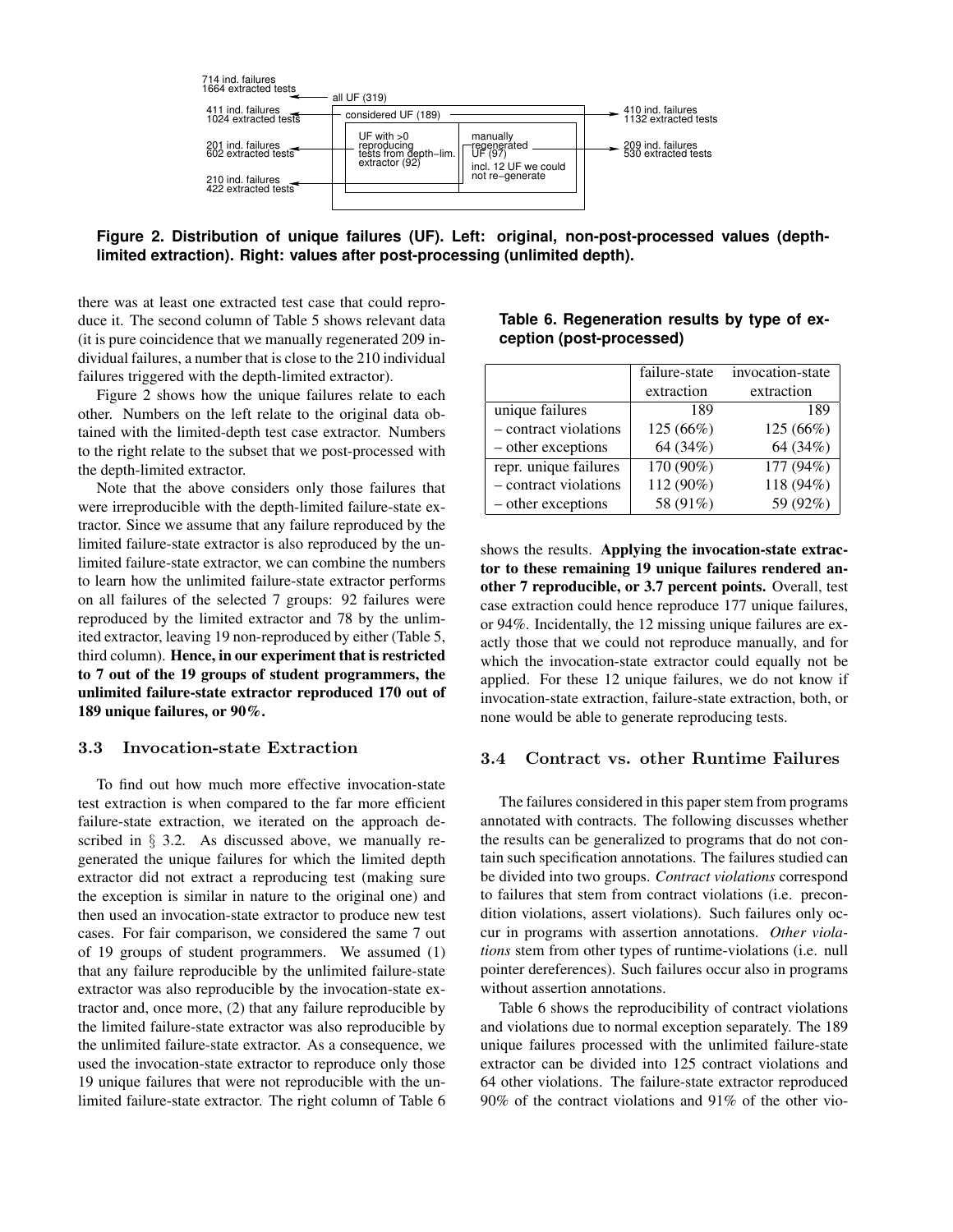714 ind. failures
1664 extracted tests

411 ind. failures
1024 extracted tests

201 ind. failures
602 extracted tests

210 ind. failures
422 extracted tests

all UF (319)

considered UF (189)

UF with >0 reproducing tests from depth-lim. extractor (92)

manually regenerated UF (97)
incl. 12 UF we could not re-generate

410 ind. failures
1132 extracted tests

209 ind. failures
530 extracted tests

**Figure 2. Distribution of unique failures (UF). Left: original, non-post-processed values (depth-limited extraction). Right: values after post-processing (unlimited depth).**

there was at least one extracted test case that could reproduce it. The second column of Table 5 shows relevant data (it is pure coincidence that we manually regenerated 209 individual failures, a number that is close to the 210 individual failures triggered with the depth-limited extractor).

Figure 2 shows how the unique failures relate to each other. Numbers on the left relate to the original data obtained with the limited-depth test case extractor. Numbers to the right relate to the subset that we post-processed with the depth-limited extractor.

Note that the above considers only those failures that were irreproducible with the depth-limited failure-state extractor. Since we assume that any failure reproduced by the limited failure-state extractor is also reproduced by the unlimited failure-state extractor, we can combine the numbers to learn how the unlimited failure-state extractor performs on all failures of the selected 7 groups: 92 failures were reproduced by the limited extractor and 78 by the unlimited extractor, leaving 19 non-reproduced by either (Table 5, third column). **Hence, in our experiment that is restricted to 7 out of the 19 groups of student programmers, the unlimited failure-state extractor reproduced 170 out of 189 unique failures, or 90%.**

### 3.3 Invocation-state Extraction

To find out how much more effective invocation-state test extraction is when compared to the far more efficient failure-state extraction, we iterated on the approach described in § 3.2. As discussed above, we manually regenerated the unique failures for which the limited depth extractor did not extract a reproducing test (making sure the exception is similar in nature to the original one) and then used an invocation-state extractor to produce new test cases. For fair comparison, we considered the same 7 out of 19 groups of student programmers. We assumed (1) that any failure reproducible by the unlimited failure-state extractor was also reproducible by the invocation-state extractor and, once more, (2) that any failure reproducible by the limited failure-state extractor was also reproducible by the unlimited failure-state extractor. As a consequence, we used the invocation-state extractor to reproduce only those 19 unique failures that were not reproducible with the unlimited failure-state extractor. The right column of Table 6 shows the results. **Applying the invocation-state extractor to these remaining 19 unique failures rendered another 7 reproducible, or 3.7 percent points.** Overall, test case extraction could hence reproduce 177 unique failures, or 94%. Incidentally, the 12 missing unique failures are exactly those that we could not reproduce manually, and for which the invocation-state extractor could equally not be applied. For these 12 unique failures, we do not know if invocation-state extraction, failure-state extraction, both, or none would be able to generate reproducing tests.

**Table 6. Regeneration results by type of exception (post-processed)**

| | failure-state extraction | invocation-state extraction |
|---|---|---|
| unique failures | 189 | 189 |
| – contract violations | 125 (66%) | 125 (66%) |
| – other exceptions | 64 (34%) | 64 (34%) |
| repr. unique failures | 170 (90%) | 177 (94%) |
| – contract violations | 112 (90%) | 118 (94%) |
| – other exceptions | 58 (91%) | 59 (92%) |

### 3.4 Contract vs. other Runtime Failures

The failures considered in this paper stem from programs annotated with contracts. The following discusses whether the results can be generalized to programs that do not contain such specification annotations. The failures studied can be divided into two groups. *Contract violations* correspond to failures that stem from contract violations (i.e. precondition violations, assert violations). Such failures only occur in programs with assertion annotations. *Other violations* stem from other types of runtime-violations (i.e. null pointer dereferences). Such failures occur also in programs without assertion annotations.

Table 6 shows the reproducibility of contract violations and violations due to normal exception separately. The 189 unique failures processed with the unlimited failure-state extractor can be divided into 125 contract violations and 64 other violations. The failure-state extractor reproduced 90% of the contract violations and 91% of the other vio-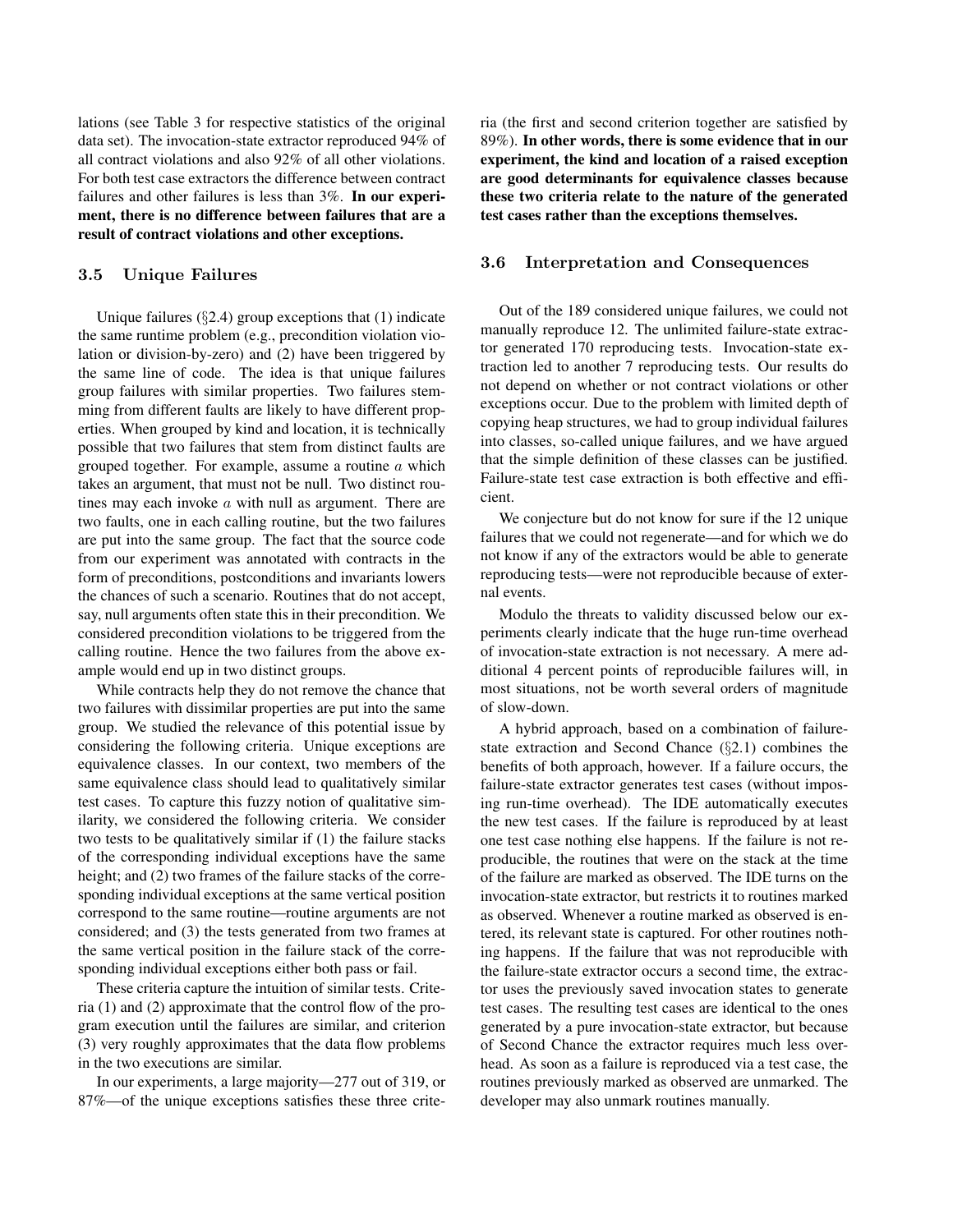lations (see Table 3 for respective statistics of the original data set). The invocation-state extractor reproduced 94% of all contract violations and also 92% of all other violations. For both test case extractors the difference between contract failures and other failures is less than 3%. **In our experiment, there is no difference between failures that are a result of contract violations and other exceptions.**

### 3.5 Unique Failures

Unique failures (§2.4) group exceptions that (1) indicate the same runtime problem (e.g., precondition violation violation or division-by-zero) and (2) have been triggered by the same line of code. The idea is that unique failures group failures with similar properties. Two failures stemming from different faults are likely to have different properties. When grouped by kind and location, it is technically possible that two failures that stem from distinct faults are grouped together. For example, assume a routine $a$ which takes an argument, that must not be null. Two distinct routines may each invoke $a$ with null as argument. There are two faults, one in each calling routine, but the two failures are put into the same group. The fact that the source code from our experiment was annotated with contracts in the form of preconditions, postconditions and invariants lowers the chances of such a scenario. Routines that do not accept, say, null arguments often state this in their precondition. We considered precondition violations to be triggered from the calling routine. Hence the two failures from the above example would end up in two distinct groups.

While contracts help they do not remove the chance that two failures with dissimilar properties are put into the same group. We studied the relevance of this potential issue by considering the following criteria. Unique exceptions are equivalence classes. In our context, two members of the same equivalence class should lead to qualitatively similar test cases. To capture this fuzzy notion of qualitative similarity, we considered the following criteria. We consider two tests to be qualitatively similar if (1) the failure stacks of the corresponding individual exceptions have the same height; and (2) two frames of the failure stacks of the corresponding individual exceptions at the same vertical position correspond to the same routine—routine arguments are not considered; and (3) the tests generated from two frames at the same vertical position in the failure stack of the corresponding individual exceptions either both pass or fail.

These criteria capture the intuition of similar tests. Criteria (1) and (2) approximate that the control flow of the program execution until the failures are similar, and criterion (3) very roughly approximates that the data flow problems in the two executions are similar.

In our experiments, a large majority—277 out of 319, or 87%—of the unique exceptions satisfies these three criteria (the first and second criterion together are satisfied by 89%). **In other words, there is some evidence that in our experiment, the kind and location of a raised exception are good determinants for equivalence classes because these two criteria relate to the nature of the generated test cases rather than the exceptions themselves.**

### 3.6 Interpretation and Consequences

Out of the 189 considered unique failures, we could not manually reproduce 12. The unlimited failure-state extractor generated 170 reproducing tests. Invocation-state extraction led to another 7 reproducing tests. Our results do not depend on whether or not contract violations or other exceptions occur. Due to the problem with limited depth of copying heap structures, we had to group individual failures into classes, so-called unique failures, and we have argued that the simple definition of these classes can be justified. Failure-state test case extraction is both effective and efficient.

We conjecture but do not know for sure if the 12 unique failures that we could not regenerate—and for which we do not know if any of the extractors would be able to generate reproducing tests—were not reproducible because of external events.

Modulo the threats to validity discussed below our experiments clearly indicate that the huge run-time overhead of invocation-state extraction is not necessary. A mere additional 4 percent points of reproducible failures will, in most situations, not be worth several orders of magnitude of slow-down.

A hybrid approach, based on a combination of failure-state extraction and Second Chance (§2.1) combines the benefits of both approach, however. If a failure occurs, the failure-state extractor generates test cases (without imposing run-time overhead). The IDE automatically executes the new test cases. If the failure is reproduced by at least one test case nothing else happens. If the failure is not reproducible, the routines that were on the stack at the time of the failure are marked as observed. The IDE turns on the invocation-state extractor, but restricts it to routines marked as observed. Whenever a routine marked as observed is entered, its relevant state is captured. For other routines nothing happens. If the failure that was not reproducible with the failure-state extractor occurs a second time, the extractor uses the previously saved invocation states to generate test cases. The resulting test cases are identical to the ones generated by a pure invocation-state extractor, but because of Second Chance the extractor requires much less overhead. As soon as a failure is reproduced via a test case, the routines previously marked as observed are unmarked. The developer may also unmark routines manually.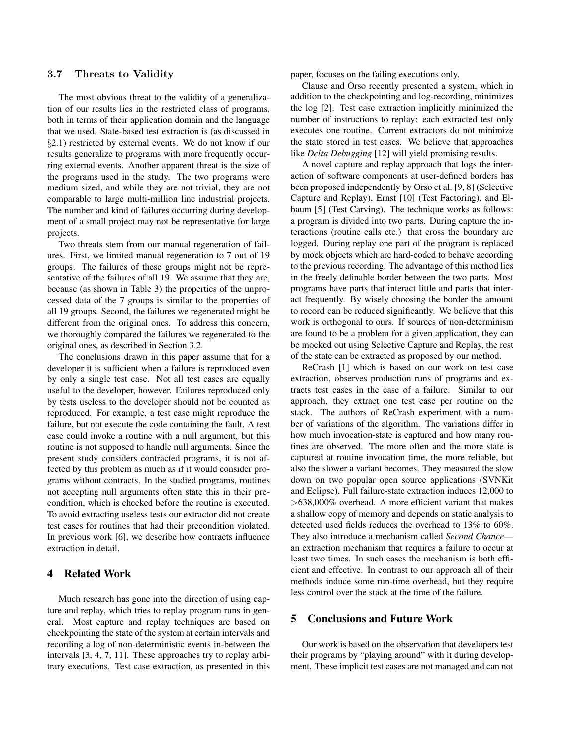### 3.7 Threats to Validity

The most obvious threat to the validity of a generalization of our results lies in the restricted class of programs, both in terms of their application domain and the language that we used. State-based test extraction is (as discussed in §2.1) restricted by external events. We do not know if our results generalize to programs with more frequently occurring external events. Another apparent threat is the size of the programs used in the study. The two programs were medium sized, and while they are not trivial, they are not comparable to large multi-million line industrial projects. The number and kind of failures occurring during development of a small project may not be representative for large projects.

Two threats stem from our manual regeneration of failures. First, we limited manual regeneration to 7 out of 19 groups. The failures of these groups might not be representative of the failures of all 19. We assume that they are, because (as shown in Table 3) the properties of the unprocessed data of the 7 groups is similar to the properties of all 19 groups. Second, the failures we regenerated might be different from the original ones. To address this concern, we thoroughly compared the failures we regenerated to the original ones, as described in Section 3.2.

The conclusions drawn in this paper assume that for a developer it is sufficient when a failure is reproduced even by only a single test case. Not all test cases are equally useful to the developer, however. Failures reproduced only by tests useless to the developer should not be counted as reproduced. For example, a test case might reproduce the failure, but not execute the code containing the fault. A test case could invoke a routine with a null argument, but this routine is not supposed to handle null arguments. Since the present study considers contracted programs, it is not affected by this problem as much as if it would consider programs without contracts. In the studied programs, routines not accepting null arguments often state this in their precondition, which is checked before the routine is executed. To avoid extracting useless tests our extractor did not create test cases for routines that had their precondition violated. In previous work [6], we describe how contracts influence extraction in detail.

## 4 Related Work

Much research has gone into the direction of using capture and replay, which tries to replay program runs in general. Most capture and replay techniques are based on checkpointing the state of the system at certain intervals and recording a log of non-deterministic events in-between the intervals [3, 4, 7, 11]. These approaches try to replay arbitrary executions. Test case extraction, as presented in this paper, focuses on the failing executions only.

Clause and Orso recently presented a system, which in addition to the checkpointing and log-recording, minimizes the log [2]. Test case extraction implicitly minimized the number of instructions to replay: each extracted test only executes one routine. Current extractors do not minimize the state stored in test cases. We believe that approaches like *Delta Debugging* [12] will yield promising results.

A novel capture and replay approach that logs the interaction of software components at user-defined borders has been proposed independently by Orso et al. [9, 8] (Selective Capture and Replay), Ernst [10] (Test Factoring), and Elbaum [5] (Test Carving). The technique works as follows: a program is divided into two parts. During capture the interactions (routine calls etc.) that cross the boundary are logged. During replay one part of the program is replaced by mock objects which are hard-coded to behave according to the previous recording. The advantage of this method lies in the freely definable border between the two parts. Most programs have parts that interact little and parts that interact frequently. By wisely choosing the border the amount to record can be reduced significantly. We believe that this work is orthogonal to ours. If sources of non-determinism are found to be a problem for a given application, they can be mocked out using Selective Capture and Replay, the rest of the state can be extracted as proposed by our method.

ReCrash [1] which is based on our work on test case extraction, observes production runs of programs and extracts test cases in the case of a failure. Similar to our approach, they extract one test case per routine on the stack. The authors of ReCrash experiment with a number of variations of the algorithm. The variations differ in how much invocation-state is captured and how many routines are observed. The more often and the more state is captured at routine invocation time, the more reliable, but also the slower a variant becomes. They measured the slow down on two popular open source applications (SVNKit and Eclipse). Full failure-state extraction induces 12,000 to >638,000% overhead. A more efficient variant that makes a shallow copy of memory and depends on static analysis to detected used fields reduces the overhead to 13% to 60%. They also introduce a mechanism called *Second Chance*—an extraction mechanism that requires a failure to occur at least two times. In such cases the mechanism is both efficient and effective. In contrast to our approach all of their methods induce some run-time overhead, but they require less control over the stack at the time of the failure.

## 5 Conclusions and Future Work

Our work is based on the observation that developers test their programs by "playing around" with it during development. These implicit test cases are not managed and can not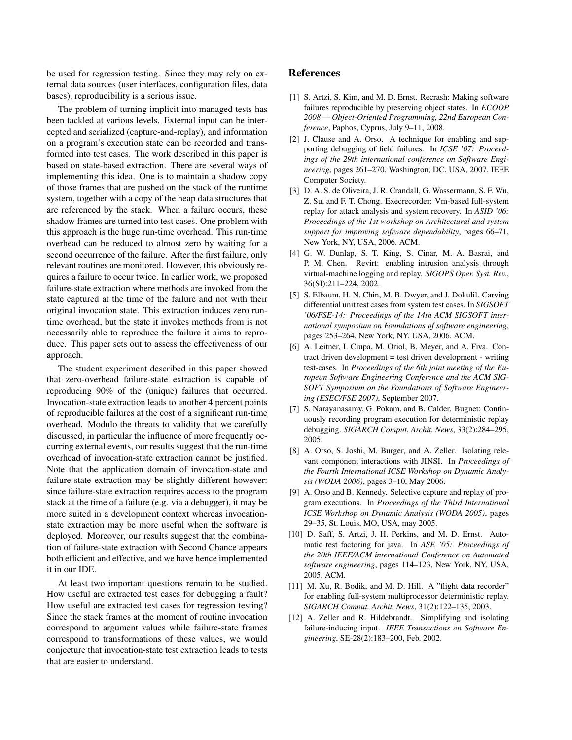be used for regression testing. Since they may rely on external data sources (user interfaces, configuration files, data bases), reproducibility is a serious issue.

The problem of turning implicit into managed tests has been tackled at various levels. External input can be intercepted and serialized (capture-and-replay), and information on a program's execution state can be recorded and transformed into test cases. The work described in this paper is based on state-based extraction. There are several ways of implementing this idea. One is to maintain a shadow copy of those frames that are pushed on the stack of the runtime system, together with a copy of the heap data structures that are referenced by the stack. When a failure occurs, these shadow frames are turned into test cases. One problem with this approach is the huge run-time overhead. This run-time overhead can be reduced to almost zero by waiting for a second occurrence of the failure. After the first failure, only relevant routines are monitored. However, this obviously requires a failure to occur twice. In earlier work, we proposed failure-state extraction where methods are invoked from the state captured at the time of the failure and not with their original invocation state. This extraction induces zero runtime overhead, but the state it invokes methods from is not necessarily able to reproduce the failure it aims to reproduce. This paper sets out to assess the effectiveness of our approach.

The student experiment described in this paper showed that zero-overhead failure-state extraction is capable of reproducing 90% of the (unique) failures that occurred. Invocation-state extraction leads to another 4 percent points of reproducible failures at the cost of a significant run-time overhead. Modulo the threats to validity that we carefully discussed, in particular the influence of more frequently occurring external events, our results suggest that the run-time overhead of invocation-state extraction cannot be justified. Note that the application domain of invocation-state and failure-state extraction may be slightly different however: since failure-state extraction requires access to the program stack at the time of a failure (e.g. via a debugger), it may be more suited in a development context whereas invocation-state extraction may be more useful when the software is deployed. Moreover, our results suggest that the combination of failure-state extraction with Second Chance appears both efficient and effective, and we have hence implemented it in our IDE.

At least two important questions remain to be studied. How useful are extracted test cases for debugging a fault? How useful are extracted test cases for regression testing? Since the stack frames at the moment of routine invocation correspond to argument values while failure-state frames correspond to transformations of these values, we would conjecture that invocation-state test extraction leads to tests that are easier to understand.

## References

[1] S. Artzi, S. Kim, and M. D. Ernst. Recrash: Making software failures reproducible by preserving object states. In *ECOOP 2008 — Object-Oriented Programming, 22nd European Conference*, Paphos, Cyprus, July 9–11, 2008.

[2] J. Clause and A. Orso. A technique for enabling and supporting debugging of field failures. In *ICSE '07: Proceedings of the 29th international conference on Software Engineering*, pages 261–270, Washington, DC, USA, 2007. IEEE Computer Society.

[3] D. A. S. de Oliveira, J. R. Crandall, G. Wassermann, S. F. Wu, Z. Su, and F. T. Chong. Execrecorder: Vm-based full-system replay for attack analysis and system recovery. In *ASID '06: Proceedings of the 1st workshop on Architectural and system support for improving software dependability*, pages 66–71, New York, NY, USA, 2006. ACM.

[4] G. W. Dunlap, S. T. King, S. Cinar, M. A. Basrai, and P. M. Chen. Revirt: enabling intrusion analysis through virtual-machine logging and replay. *SIGOPS Oper. Syst. Rev.*, 36(SI):211–224, 2002.

[5] S. Elbaum, H. N. Chin, M. B. Dwyer, and J. Dokulil. Carving differential unit test cases from system test cases. In *SIGSOFT '06/FSE-14: Proceedings of the 14th ACM SIGSOFT international symposium on Foundations of software engineering*, pages 253–264, New York, NY, USA, 2006. ACM.

[6] A. Leitner, I. Ciupa, M. Oriol, B. Meyer, and A. Fiva. Contract driven development = test driven development - writing test-cases. In *Proceedings of the 6th joint meeting of the European Software Engineering Conference and the ACM SIGSOFT Symposium on the Foundations of Software Engineering (ESEC/FSE 2007)*, September 2007.

[7] S. Narayanasamy, G. Pokam, and B. Calder. Bugnet: Continuously recording program execution for deterministic replay debugging. *SIGARCH Comput. Archit. News*, 33(2):284–295, 2005.

[8] A. Orso, S. Joshi, M. Burger, and A. Zeller. Isolating relevant component interactions with JINSI. In *Proceedings of the Fourth International ICSE Workshop on Dynamic Analysis (WODA 2006)*, pages 3–10, May 2006.

[9] A. Orso and B. Kennedy. Selective capture and replay of program executions. In *Proceedings of the Third International ICSE Workshop on Dynamic Analysis (WODA 2005)*, pages 29–35, St. Louis, MO, USA, may 2005.

[10] D. Saff, S. Artzi, J. H. Perkins, and M. D. Ernst. Automatic test factoring for java. In *ASE '05: Proceedings of the 20th IEEE/ACM international Conference on Automated software engineering*, pages 114–123, New York, NY, USA, 2005. ACM.

[11] M. Xu, R. Bodik, and M. D. Hill. A "flight data recorder" for enabling full-system multiprocessor deterministic replay. *SIGARCH Comput. Archit. News*, 31(2):122–135, 2003.

[12] A. Zeller and R. Hildebrandt. Simplifying and isolating failure-inducing input. *IEEE Transactions on Software Engineering*, SE-28(2):183–200, Feb. 2002.